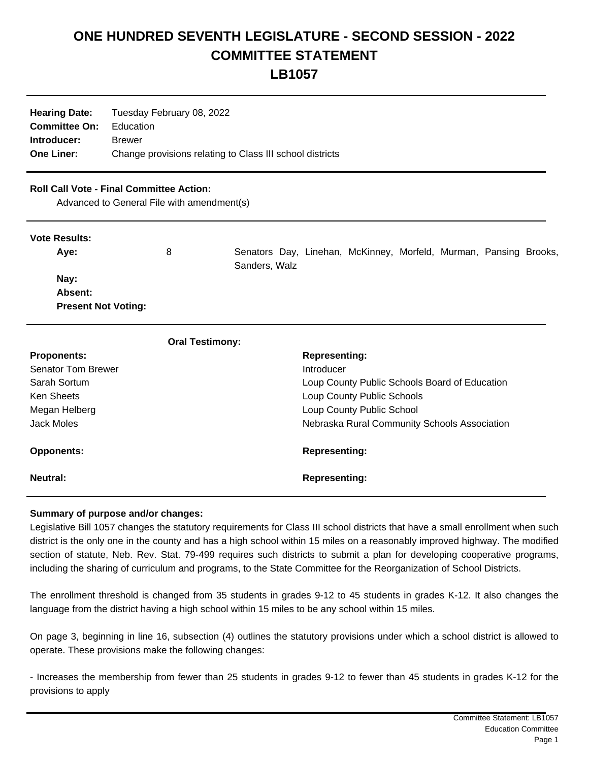# ONE HUNDRED SEVENTH LEGISLATURE - SECOND SESSION - 2022
# COMMITTEE STATEMENT
# LB1057

**Hearing Date:** Tuesday February 08, 2022
**Committee On:** Education
**Introducer:** Brewer
**One Liner:** Change provisions relating to Class III school districts

**Roll Call Vote - Final Committee Action:**

Advanced to General File with amendment(s)

**Vote Results:**

| | | |
|---|---|---|
| **Aye:** | 8 | Senators Day, Linehan, McKinney, Morfeld, Murman, Pansing Brooks, Sanders, Walz |
| **Nay:** | | |
| **Absent:** | | |
| **Present Not Voting:** | | |

**Oral Testimony:**

| **Proponents:** | **Representing:** |
|---|---|
| Senator Tom Brewer | Introducer |
| Sarah Sortum | Loup County Public Schools Board of Education |
| Ken Sheets | Loup County Public Schools |
| Megan Helberg | Loup County Public School |
| Jack Moles | Nebraska Rural Community Schools Association |

| **Opponents:** | **Representing:** |
|---|---|

| **Neutral:** | **Representing:** |
|---|---|

**Summary of purpose and/or changes:**

Legislative Bill 1057 changes the statutory requirements for Class III school districts that have a small enrollment when such district is the only one in the county and has a high school within 15 miles on a reasonably improved highway. The modified section of statute, Neb. Rev. Stat. 79-499 requires such districts to submit a plan for developing cooperative programs, including the sharing of curriculum and programs, to the State Committee for the Reorganization of School Districts.

The enrollment threshold is changed from 35 students in grades 9-12 to 45 students in grades K-12. It also changes the language from the district having a high school within 15 miles to be any school within 15 miles.

On page 3, beginning in line 16, subsection (4) outlines the statutory provisions under which a school district is allowed to operate. These provisions make the following changes:

- Increases the membership from fewer than 25 students in grades 9-12 to fewer than 45 students in grades K-12 for the provisions to apply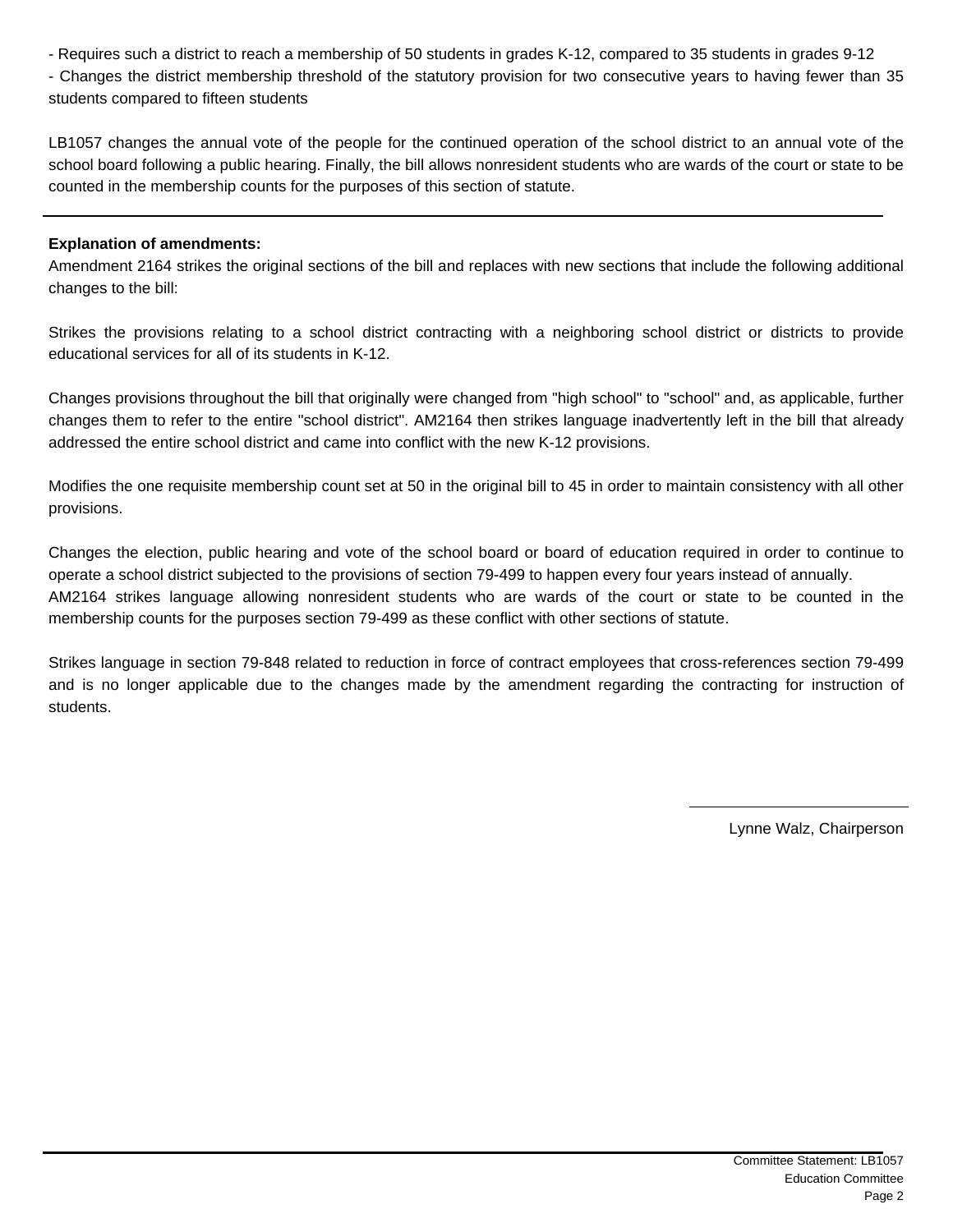- Requires such a district to reach a membership of 50 students in grades K-12, compared to 35 students in grades 9-12
- Changes the district membership threshold of the statutory provision for two consecutive years to having fewer than 35 students compared to fifteen students

LB1057 changes the annual vote of the people for the continued operation of the school district to an annual vote of the school board following a public hearing. Finally, the bill allows nonresident students who are wards of the court or state to be counted in the membership counts for the purposes of this section of statute.

---

**Explanation of amendments:**

Amendment 2164 strikes the original sections of the bill and replaces with new sections that include the following additional changes to the bill:

Strikes the provisions relating to a school district contracting with a neighboring school district or districts to provide educational services for all of its students in K-12.

Changes provisions throughout the bill that originally were changed from "high school" to "school" and, as applicable, further changes them to refer to the entire "school district". AM2164 then strikes language inadvertently left in the bill that already addressed the entire school district and came into conflict with the new K-12 provisions.

Modifies the one requisite membership count set at 50 in the original bill to 45 in order to maintain consistency with all other provisions.

Changes the election, public hearing and vote of the school board or board of education required in order to continue to operate a school district subjected to the provisions of section 79-499 to happen every four years instead of annually.
AM2164 strikes language allowing nonresident students who are wards of the court or state to be counted in the membership counts for the purposes section 79-499 as these conflict with other sections of statute.

Strikes language in section 79-848 related to reduction in force of contract employees that cross-references section 79-499 and is no longer applicable due to the changes made by the amendment regarding the contracting for instruction of students.

Lynne Walz, Chairperson